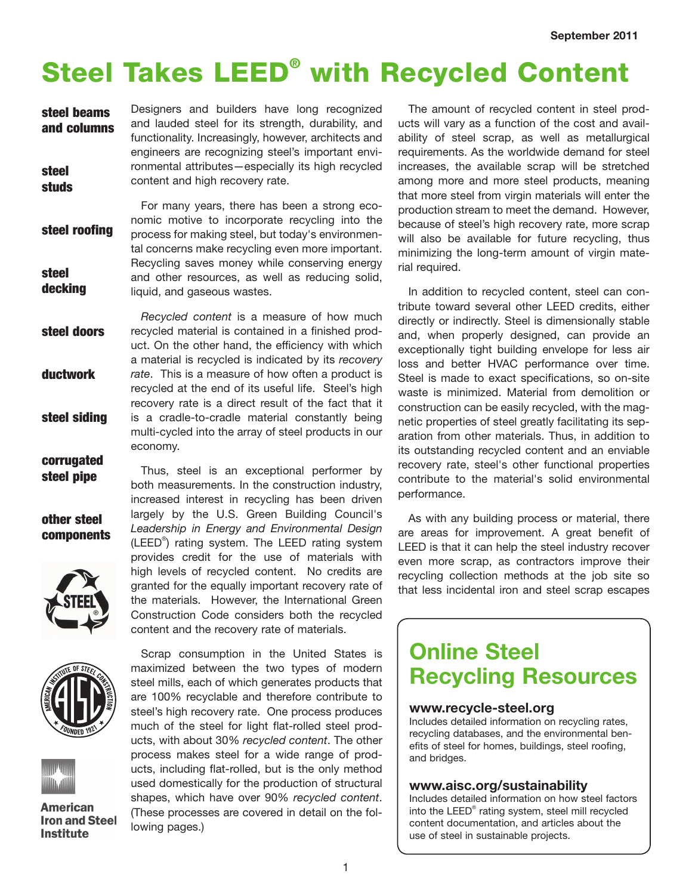September 2011

# Steel Takes LEED® with Recycled Content

**steel beams and columns**

**steel studs**

**steel roofing**

**steel decking**

**steel doors**

**ductwork**

**steel siding**

**corrugated steel pipe**

**other steel components**

**American Iron and Steel Institute**

Designers and builders have long recognized and lauded steel for its strength, durability, and functionality. Increasingly, however, architects and engineers are recognizing steel's important environmental attributes—especially its high recycled content and high recovery rate.

For many years, there has been a strong economic motive to incorporate recycling into the process for making steel, but today's environmental concerns make recycling even more important. Recycling saves money while conserving energy and other resources, as well as reducing solid, liquid, and gaseous wastes.

*Recycled content* is a measure of how much recycled material is contained in a finished product. On the other hand, the efficiency with which a material is recycled is indicated by its *recovery rate*. This is a measure of how often a product is recycled at the end of its useful life. Steel's high recovery rate is a direct result of the fact that it is a cradle-to-cradle material constantly being multi-cycled into the array of steel products in our economy.

Thus, steel is an exceptional performer by both measurements. In the construction industry, increased interest in recycling has been driven largely by the U.S. Green Building Council's *Leadership in Energy and Environmental Design* (LEED®) rating system. The LEED rating system provides credit for the use of materials with high levels of recycled content. No credits are granted for the equally important recovery rate of the materials. However, the International Green Construction Code considers both the recycled content and the recovery rate of materials.

Scrap consumption in the United States is maximized between the two types of modern steel mills, each of which generates products that are 100% recyclable and therefore contribute to steel's high recovery rate. One process produces much of the steel for light flat-rolled steel products, with about 30% *recycled content*. The other process makes steel for a wide range of products, including flat-rolled, but is the only method used domestically for the production of structural shapes, which have over 90% *recycled content*. (These processes are covered in detail on the following pages.)

The amount of recycled content in steel products will vary as a function of the cost and availability of steel scrap, as well as metallurgical requirements. As the worldwide demand for steel increases, the available scrap will be stretched among more and more steel products, meaning that more steel from virgin materials will enter the production stream to meet the demand. However, because of steel's high recovery rate, more scrap will also be available for future recycling, thus minimizing the long-term amount of virgin material required.

In addition to recycled content, steel can contribute toward several other LEED credits, either directly or indirectly. Steel is dimensionally stable and, when properly designed, can provide an exceptionally tight building envelope for less air loss and better HVAC performance over time. Steel is made to exact specifications, so on-site waste is minimized. Material from demolition or construction can be easily recycled, with the magnetic properties of steel greatly facilitating its separation from other materials. Thus, in addition to its outstanding recycled content and an enviable recovery rate, steel's other functional properties contribute to the material's solid environmental performance.

As with any building process or material, there are areas for improvement. A great benefit of LEED is that it can help the steel industry recover even more scrap, as contractors improve their recycling collection methods at the job site so that less incidental iron and steel scrap escapes

## Online Steel Recycling Resources

**www.recycle-steel.org**
Includes detailed information on recycling rates, recycling databases, and the environmental benefits of steel for homes, buildings, steel roofing, and bridges.

**www.aisc.org/sustainability**
Includes detailed information on how steel factors into the LEED® rating system, steel mill recycled content documentation, and articles about the use of steel in sustainable projects.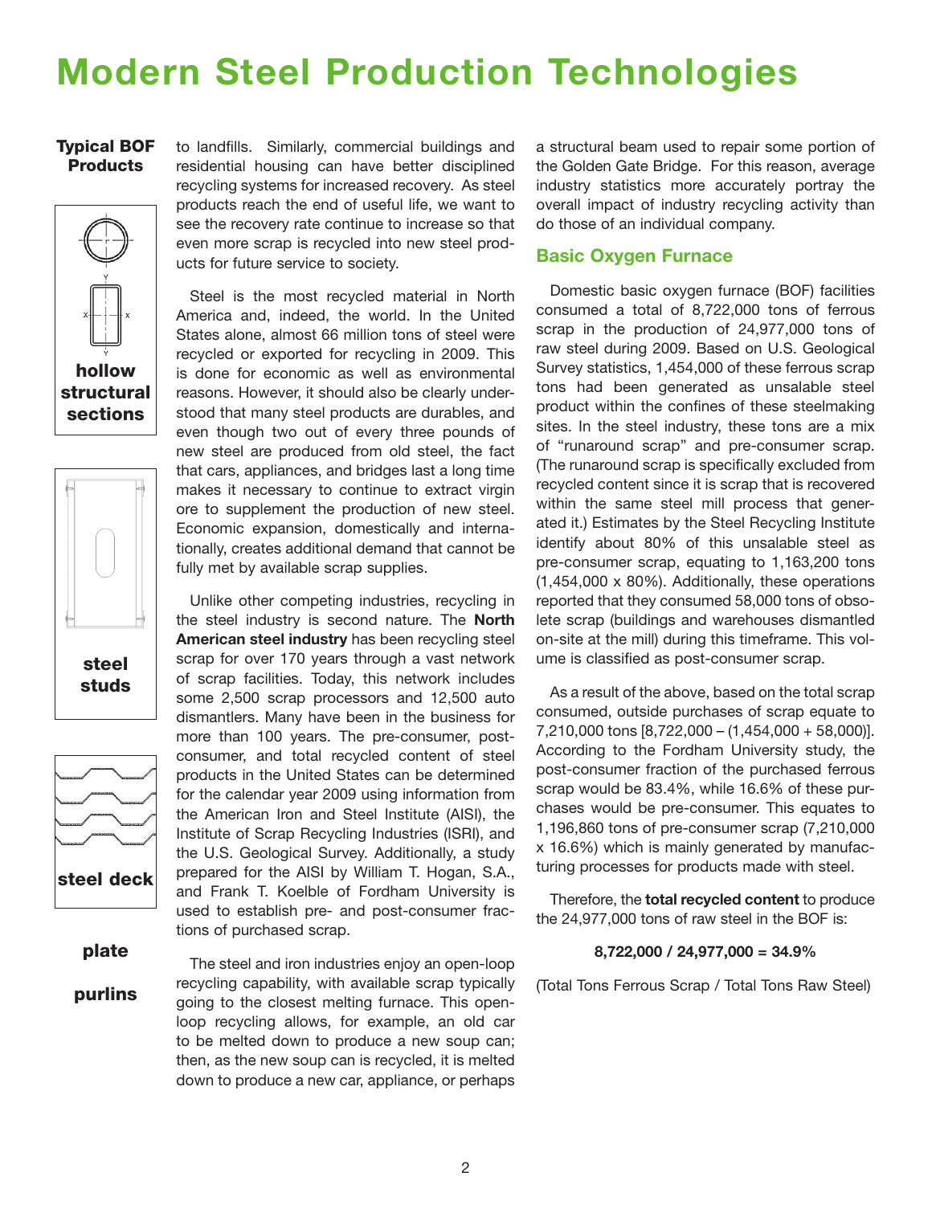# Modern Steel Production Technologies

**Typical BOF Products**

**hollow structural sections**

**steel studs**

**steel deck**

**plate**

**purlins**

to landfills. Similarly, commercial buildings and residential housing can have better disciplined recycling systems for increased recovery. As steel products reach the end of useful life, we want to see the recovery rate continue to increase so that even more scrap is recycled into new steel products for future service to society.

Steel is the most recycled material in North America and, indeed, the world. In the United States alone, almost 66 million tons of steel were recycled or exported for recycling in 2009. This is done for economic as well as environmental reasons. However, it should also be clearly understood that many steel products are durables, and even though two out of every three pounds of new steel are produced from old steel, the fact that cars, appliances, and bridges last a long time makes it necessary to continue to extract virgin ore to supplement the production of new steel. Economic expansion, domestically and internationally, creates additional demand that cannot be fully met by available scrap supplies.

Unlike other competing industries, recycling in the steel industry is second nature. The **North American steel industry** has been recycling steel scrap for over 170 years through a vast network of scrap facilities. Today, this network includes some 2,500 scrap processors and 12,500 auto dismantlers. Many have been in the business for more than 100 years. The pre-consumer, post-consumer, and total recycled content of steel products in the United States can be determined for the calendar year 2009 using information from the American Iron and Steel Institute (AISI), the Institute of Scrap Recycling Industries (ISRI), and the U.S. Geological Survey. Additionally, a study prepared for the AISI by William T. Hogan, S.A., and Frank T. Koelble of Fordham University is used to establish pre- and post-consumer fractions of purchased scrap.

The steel and iron industries enjoy an open-loop recycling capability, with available scrap typically going to the closest melting furnace. This open-loop recycling allows, for example, an old car to be melted down to produce a new soup can; then, as the new soup can is recycled, it is melted down to produce a new car, appliance, or perhaps a structural beam used to repair some portion of the Golden Gate Bridge. For this reason, average industry statistics more accurately portray the overall impact of industry recycling activity than do those of an individual company.

## Basic Oxygen Furnace

Domestic basic oxygen furnace (BOF) facilities consumed a total of 8,722,000 tons of ferrous scrap in the production of 24,977,000 tons of raw steel during 2009. Based on U.S. Geological Survey statistics, 1,454,000 of these ferrous scrap tons had been generated as unsalable steel product within the confines of these steelmaking sites. In the steel industry, these tons are a mix of "runaround scrap" and pre-consumer scrap. (The runaround scrap is specifically excluded from recycled content since it is scrap that is recovered within the same steel mill process that generated it.) Estimates by the Steel Recycling Institute identify about 80% of this unsalable steel as pre-consumer scrap, equating to 1,163,200 tons (1,454,000 x 80%). Additionally, these operations reported that they consumed 58,000 tons of obsolete scrap (buildings and warehouses dismantled on-site at the mill) during this timeframe. This volume is classified as post-consumer scrap.

As a result of the above, based on the total scrap consumed, outside purchases of scrap equate to 7,210,000 tons [8,722,000 – (1,454,000 + 58,000)]. According to the Fordham University study, the post-consumer fraction of the purchased ferrous scrap would be 83.4%, while 16.6% of these purchases would be pre-consumer. This equates to 1,196,860 tons of pre-consumer scrap (7,210,000 x 16.6%) which is mainly generated by manufacturing processes for products made with steel.

Therefore, the **total recycled content** to produce the 24,977,000 tons of raw steel in the BOF is:

**8,722,000 / 24,977,000 = 34.9%**

(Total Tons Ferrous Scrap / Total Tons Raw Steel)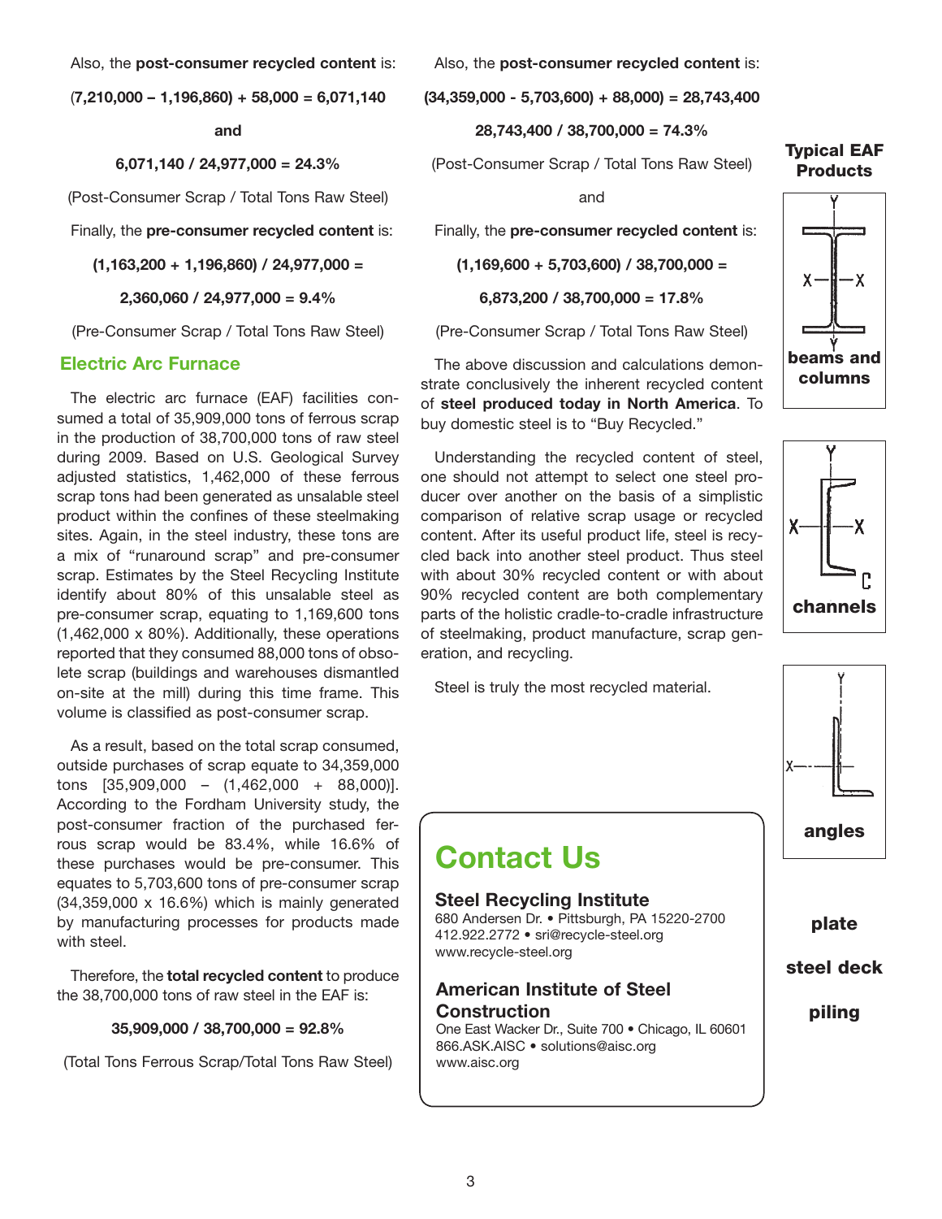Also, the **post-consumer recycled content** is:

**(7,210,000 – 1,196,860) + 58,000 = 6,071,140**

**and**

**6,071,140 / 24,977,000 = 24.3%**

(Post-Consumer Scrap / Total Tons Raw Steel)

Finally, the **pre-consumer recycled content** is:

**(1,163,200 + 1,196,860) / 24,977,000 =**

**2,360,060 / 24,977,000 = 9.4%**

(Pre-Consumer Scrap / Total Tons Raw Steel)

## Electric Arc Furnace

The electric arc furnace (EAF) facilities consumed a total of 35,909,000 tons of ferrous scrap in the production of 38,700,000 tons of raw steel during 2009. Based on U.S. Geological Survey adjusted statistics, 1,462,000 of these ferrous scrap tons had been generated as unsalable steel product within the confines of these steelmaking sites. Again, in the steel industry, these tons are a mix of "runaround scrap" and pre-consumer scrap. Estimates by the Steel Recycling Institute identify about 80% of this unsalable steel as pre-consumer scrap, equating to 1,169,600 tons (1,462,000 x 80%). Additionally, these operations reported that they consumed 88,000 tons of obsolete scrap (buildings and warehouses dismantled on-site at the mill) during this time frame. This volume is classified as post-consumer scrap.

As a result, based on the total scrap consumed, outside purchases of scrap equate to 34,359,000 tons [35,909,000 – (1,462,000 + 88,000)]. According to the Fordham University study, the post-consumer fraction of the purchased ferrous scrap would be 83.4%, while 16.6% of these purchases would be pre-consumer. This equates to 5,703,600 tons of pre-consumer scrap (34,359,000 x 16.6%) which is mainly generated by manufacturing processes for products made with steel.

Therefore, the **total recycled content** to produce the 38,700,000 tons of raw steel in the EAF is:

**35,909,000 / 38,700,000 = 92.8%**

(Total Tons Ferrous Scrap/Total Tons Raw Steel)

Also, the **post-consumer recycled content** is:

**(34,359,000 - 5,703,600) + 88,000) = 28,743,400**

**28,743,400 / 38,700,000 = 74.3%**

(Post-Consumer Scrap / Total Tons Raw Steel)

and

Finally, the **pre-consumer recycled content** is:

**(1,169,600 + 5,703,600) / 38,700,000 =**

**6,873,200 / 38,700,000 = 17.8%**

(Pre-Consumer Scrap / Total Tons Raw Steel)

The above discussion and calculations demonstrate conclusively the inherent recycled content of **steel produced today in North America**. To buy domestic steel is to "Buy Recycled."

Understanding the recycled content of steel, one should not attempt to select one steel producer over another on the basis of a simplistic comparison of relative scrap usage or recycled content. After its useful product life, steel is recycled back into another steel product. Thus steel with about 30% recycled content or with about 90% recycled content are both complementary parts of the holistic cradle-to-cradle infrastructure of steelmaking, product manufacture, scrap generation, and recycling.

Steel is truly the most recycled material.

**Typical EAF Products**

**beams and columns**

**channels**

**angles**

**plate**

**steel deck**

**piling**

## Contact Us

### Steel Recycling Institute

680 Andersen Dr. • Pittsburgh, PA 15220-2700
412.922.2772 • sri@recycle-steel.org
www.recycle-steel.org

### American Institute of Steel Construction

One East Wacker Dr., Suite 700 • Chicago, IL 60601
866.ASK.AISC • solutions@aisc.org
www.aisc.org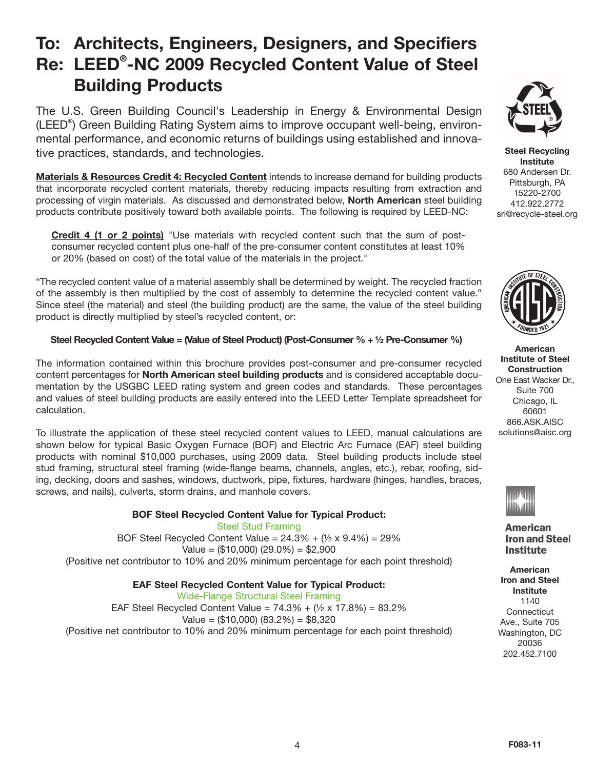# To: Architects, Engineers, Designers, and Specifiers
# Re: LEED®-NC 2009 Recycled Content Value of Steel Building Products

The U.S. Green Building Council's Leadership in Energy & Environmental Design (LEED®) Green Building Rating System aims to improve occupant well-being, environmental performance, and economic returns of buildings using established and innovative practices, standards, and technologies.

**Materials & Resources Credit 4: Recycled Content** intends to increase demand for building products that incorporate recycled content materials, thereby reducing impacts resulting from extraction and processing of virgin materials. As discussed and demonstrated below, **North American** steel building products contribute positively toward both available points. The following is required by LEED-NC:

> **Credit 4 (1 or 2 points)** "Use materials with recycled content such that the sum of post-consumer recycled content plus one-half of the pre-consumer content constitutes at least 10% or 20% (based on cost) of the total value of the materials in the project."

"The recycled content value of a material assembly shall be determined by weight. The recycled fraction of the assembly is then multiplied by the cost of assembly to determine the recycled content value." Since steel (the material) and steel (the building product) are the same, the value of the steel building product is directly multiplied by steel's recycled content, or:

**Steel Recycled Content Value = (Value of Steel Product) (Post-Consumer % + ½ Pre-Consumer %)**

The information contained within this brochure provides post-consumer and pre-consumer recycled content percentages for **North American steel building products** and is considered acceptable documentation by the USGBC LEED rating system and green codes and standards. These percentages and values of steel building products are easily entered into the LEED Letter Template spreadsheet for calculation.

To illustrate the application of these steel recycled content values to LEED, manual calculations are shown below for typical Basic Oxygen Furnace (BOF) and Electric Arc Furnace (EAF) steel building products with nominal $10,000 purchases, using 2009 data. Steel building products include steel stud framing, structural steel framing (wide-flange beams, channels, angles, etc.), rebar, roofing, siding, decking, doors and sashes, windows, ductwork, pipe, fixtures, hardware (hinges, handles, braces, screws, and nails), culverts, storm drains, and manhole covers.

**BOF Steel Recycled Content Value for Typical Product:**

Steel Stud Framing

BOF Steel Recycled Content Value = 24.3% + (½ x 9.4%) = 29%

Value = ($10,000) (29.0%) = $2,900

(Positive net contributor to 10% and 20% minimum percentage for each point threshold)

**EAF Steel Recycled Content Value for Typical Product:**

Wide-Flange Structural Steel Framing

EAF Steel Recycled Content Value = 74.3% + (½ x 17.8%) = 83.2%

Value = ($10,000) (83.2%) = $8,320

(Positive net contributor to 10% and 20% minimum percentage for each point threshold)

**Steel Recycling Institute**
680 Andersen Dr.
Pittsburgh, PA
15220-2700
412.922.2772
sri@recycle-steel.org

**American Institute of Steel Construction**
One East Wacker Dr.,
Suite 700
Chicago, IL
60601
866.ASK.AISC
solutions@aisc.org

**American Iron and Steel Institute**
1140 Connecticut Ave., Suite 705
Washington, DC
20036
202.452.7100

F083-11